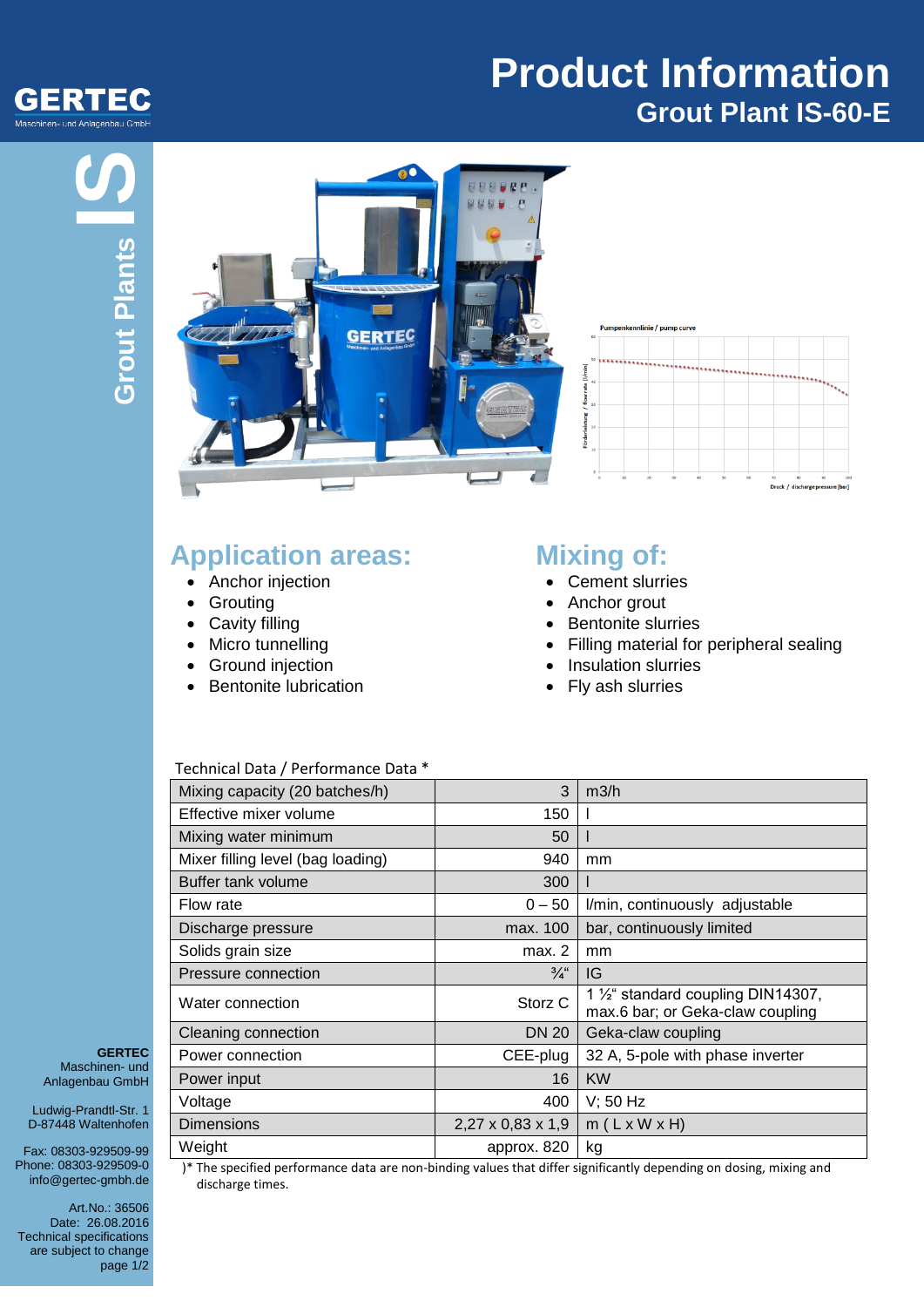# Product Information

## Grout Plant IS-60-E

GERTEC Maschinen- und Anlagenbau GmbH

Grout Plants IS

Pumpenkennlinie / pump curve

## Application areas:

- Anchor injection
- Grouting
- Cavity filling
- Micro tunnelling
- Ground injection
- Bentonite lubrication

## Mixing of:

- Cement slurries
- Anchor grout
- Bentonite slurries
- Filling material for peripheral sealing
- Insulation slurries
- Fly ash slurries

Technical Data / Performance Data *

| | | |
|---|---:|---|
| Mixing capacity (20 batches/h) | 3 | m3/h |
| Effective mixer volume | 150 | l |
| Mixing water minimum | 50 | l |
| Mixer filling level (bag loading) | 940 | mm |
| Buffer tank volume | 300 | l |
| Flow rate | 0 – 50 | l/min, continuously adjustable |
| Discharge pressure | max. 100 | bar, continuously limited |
| Solids grain size | max. 2 | mm |
| Pressure connection | ¾“ | IG |
| Water connection | Storz C | 1 ½“ standard coupling DIN14307, max.6 bar; or Geka-claw coupling |
| Cleaning connection | DN 20 | Geka-claw coupling |
| Power connection | CEE-plug | 32 A, 5-pole with phase inverter |
| Power input | 16 | KW |
| Voltage | 400 | V; 50 Hz |
| Dimensions | 2,27 x 0,83 x 1,9 | m ( L x W x H) |
| Weight | approx. 820 | kg |

)* The specified performance data are non-binding values that differ significantly depending on dosing, mixing and discharge times.

**GERTEC**
Maschinen- und Anlagenbau GmbH

Ludwig-Prandtl-Str. 1
D-87448 Waltenhofen

Fax: 08303-929509-99
Phone: 08303-929509-0
info@gertec-gmbh.de

Art.No.: 36506
Date: 26.08.2016
Technical specifications are subject to change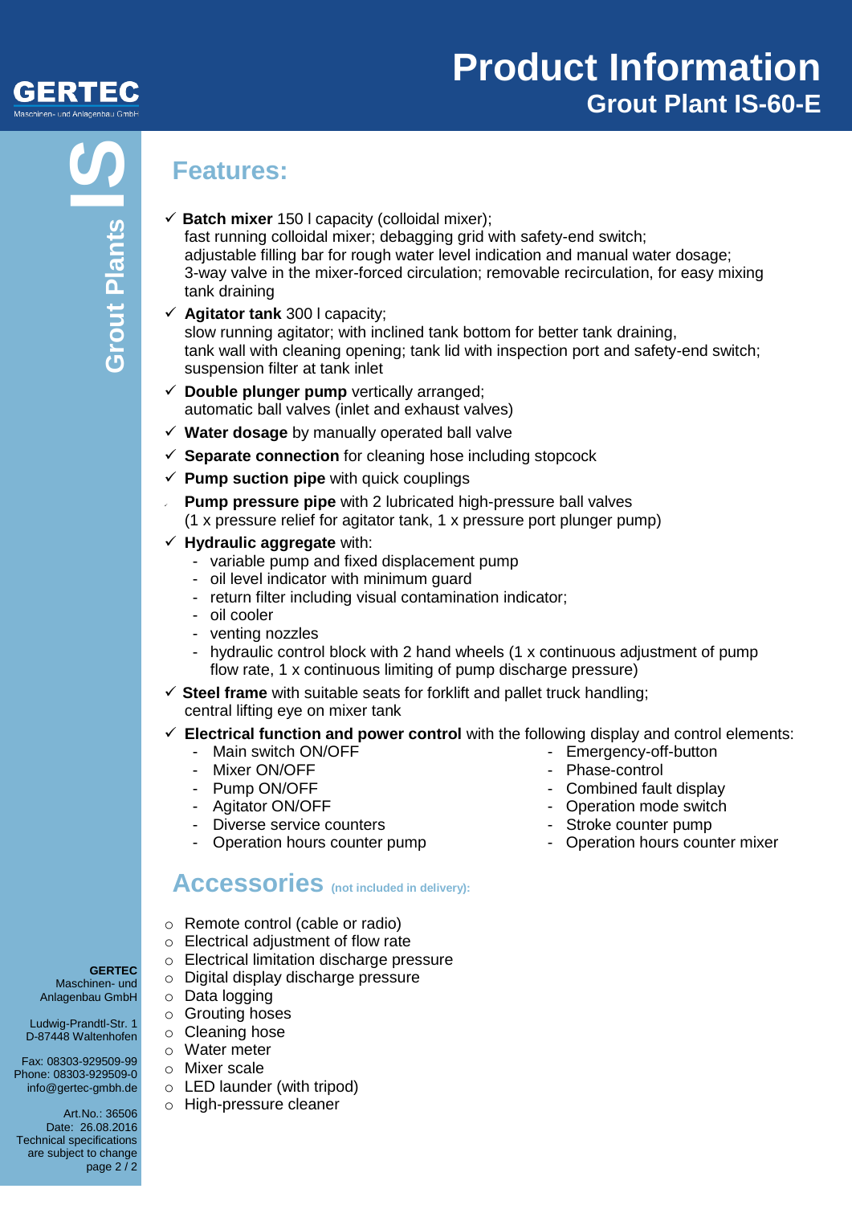# Product Information
## Grout Plant IS-60-E

GERTEC
Maschinen- und Anlagenbau GmbH

Grout Plants IS

## Features:

- ✓ **Batch mixer** 150 l capacity (colloidal mixer);
  fast running colloidal mixer; debagging grid with safety-end switch;
  adjustable filling bar for rough water level indication and manual water dosage;
  3-way valve in the mixer-forced circulation; removable recirculation, for easy mixing tank draining
- ✓ **Agitator tank** 300 l capacity;
  slow running agitator; with inclined tank bottom for better tank draining,
  tank wall with cleaning opening; tank lid with inspection port and safety-end switch;
  suspension filter at tank inlet
- ✓ **Double plunger pump** vertically arranged;
  automatic ball valves (inlet and exhaust valves)
- ✓ **Water dosage** by manually operated ball valve
- ✓ **Separate connection** for cleaning hose including stopcock
- ✓ **Pump suction pipe** with quick couplings
- ✓ **Pump pressure pipe** with 2 lubricated high-pressure ball valves
  (1 x pressure relief for agitator tank, 1 x pressure port plunger pump)
- ✓ **Hydraulic aggregate** with:
  - variable pump and fixed displacement pump
  - oil level indicator with minimum guard
  - return filter including visual contamination indicator;
  - oil cooler
  - venting nozzles
  - hydraulic control block with 2 hand wheels (1 x continuous adjustment of pump flow rate, 1 x continuous limiting of pump discharge pressure)
- ✓ **Steel frame** with suitable seats for forklift and pallet truck handling;
  central lifting eye on mixer tank
- ✓ **Electrical function and power control** with the following display and control elements:
  - Main switch ON/OFF
  - Mixer ON/OFF
  - Pump ON/OFF
  - Agitator ON/OFF
  - Diverse service counters
  - Operation hours counter pump
  - Emergency-off-button
  - Phase-control
  - Combined fault display
  - Operation mode switch
  - Stroke counter pump
  - Operation hours counter mixer

## Accessories (not included in delivery):

- Remote control (cable or radio)
- Electrical adjustment of flow rate
- Electrical limitation discharge pressure
- Digital display discharge pressure
- Data logging
- Grouting hoses
- Cleaning hose
- Water meter
- Mixer scale
- LED launder (with tripod)
- High-pressure cleaner

**GERTEC**
Maschinen- und Anlagenbau GmbH

Ludwig-Prandtl-Str. 1
D-87448 Waltenhofen

Fax: 08303-929509-99
Phone: 08303-929509-0
info@gertec-gmbh.de

Art.No.: 36506
Date: 26.08.2016
Technical specifications are subject to change